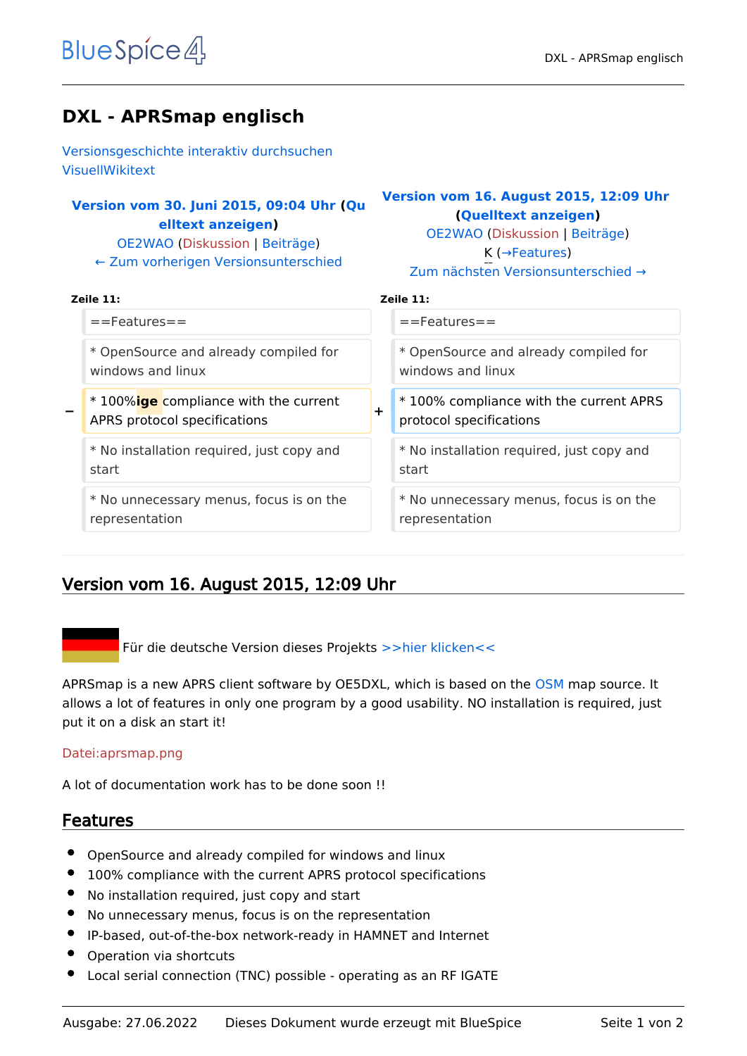# DXL - APRSmap englisch

Versionsgeschichte interaktiv durchsuchen
VisuellWikitext

| Version vom 30. Juni 2015, 09:04 Uhr (Quelltext anzeigen) OE2WAO (Diskussion \| Beiträge) ← Zum vorherigen Versionsunterschied | | Version vom 16. August 2015, 12:09 Uhr (Quelltext anzeigen) OE2WAO (Diskussion \| Beiträge) K (→Features) Zum nächsten Versionsunterschied → |
|---|---|---|
| **Zeile 11:** | | **Zeile 11:** |
| ==Features== | | ==Features== |
| * OpenSource and already compiled for windows and linux | | * OpenSource and already compiled for windows and linux |
| * 100%**ige** compliance with the current APRS protocol specifications | − + | * 100% compliance with the current APRS protocol specifications |
| * No installation required, just copy and start | | * No installation required, just copy and start |
| * No unnecessary menus, focus is on the representation | | * No unnecessary menus, focus is on the representation |

## Version vom 16. August 2015, 12:09 Uhr

Für die deutsche Version dieses Projekts >>hier klicken<<

APRSmap is a new APRS client software by OE5DXL, which is based on the OSM map source. It allows a lot of features in only one program by a good usability. NO installation is required, just put it on a disk an start it!

Datei:aprsmap.png

A lot of documentation work has to be done soon !!

## Features

- OpenSource and already compiled for windows and linux
- 100% compliance with the current APRS protocol specifications
- No installation required, just copy and start
- No unnecessary menus, focus is on the representation
- IP-based, out-of-the-box network-ready in HAMNET and Internet
- Operation via shortcuts
- Local serial connection (TNC) possible - operating as an RF IGATE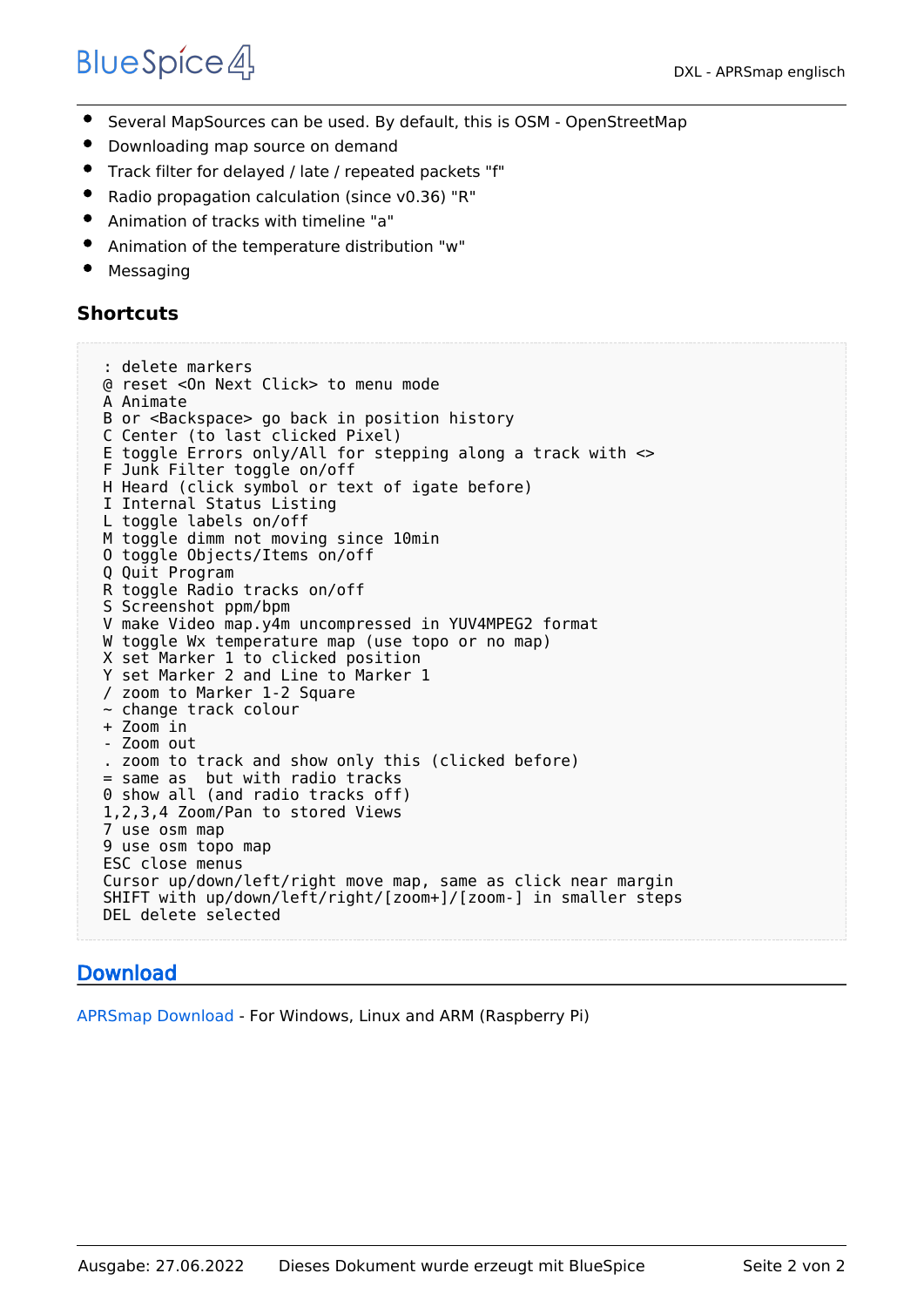- Several MapSources can be used. By default, this is OSM - OpenStreetMap
- Downloading map source on demand
- Track filter for delayed / late / repeated packets "f"
- Radio propagation calculation (since v0.36) "R"
- Animation of tracks with timeline "a"
- Animation of the temperature distribution "w"
- Messaging

### Shortcuts

```
: delete markers
@ reset <On Next Click> to menu mode
A Animate
B or <Backspace> go back in position history
C Center (to last clicked Pixel)
E toggle Errors only/All for stepping along a track with <>
F Junk Filter toggle on/off
H Heard (click symbol or text of igate before)
I Internal Status Listing
L toggle labels on/off
M toggle dimm not moving since 10min
O toggle Objects/Items on/off
Q Quit Program
R toggle Radio tracks on/off
S Screenshot ppm/bpm
V make Video map.y4m uncompressed in YUV4MPEG2 format
W toggle Wx temperature map (use topo or no map)
X set Marker 1 to clicked position
Y set Marker 2 and Line to Marker 1
/ zoom to Marker 1-2 Square
~ change track colour
+ Zoom in
- Zoom out
. zoom to track and show only this (clicked before)
= same as  but with radio tracks
0 show all (and radio tracks off)
1,2,3,4 Zoom/Pan to stored Views
7 use osm map
9 use osm topo map
ESC close menus
Cursor up/down/left/right move map, same as click near margin
SHIFT with up/down/left/right/[zoom+]/[zoom-] in smaller steps
DEL delete selected
```

## Download

APRSmap Download - For Windows, Linux and ARM (Raspberry Pi)